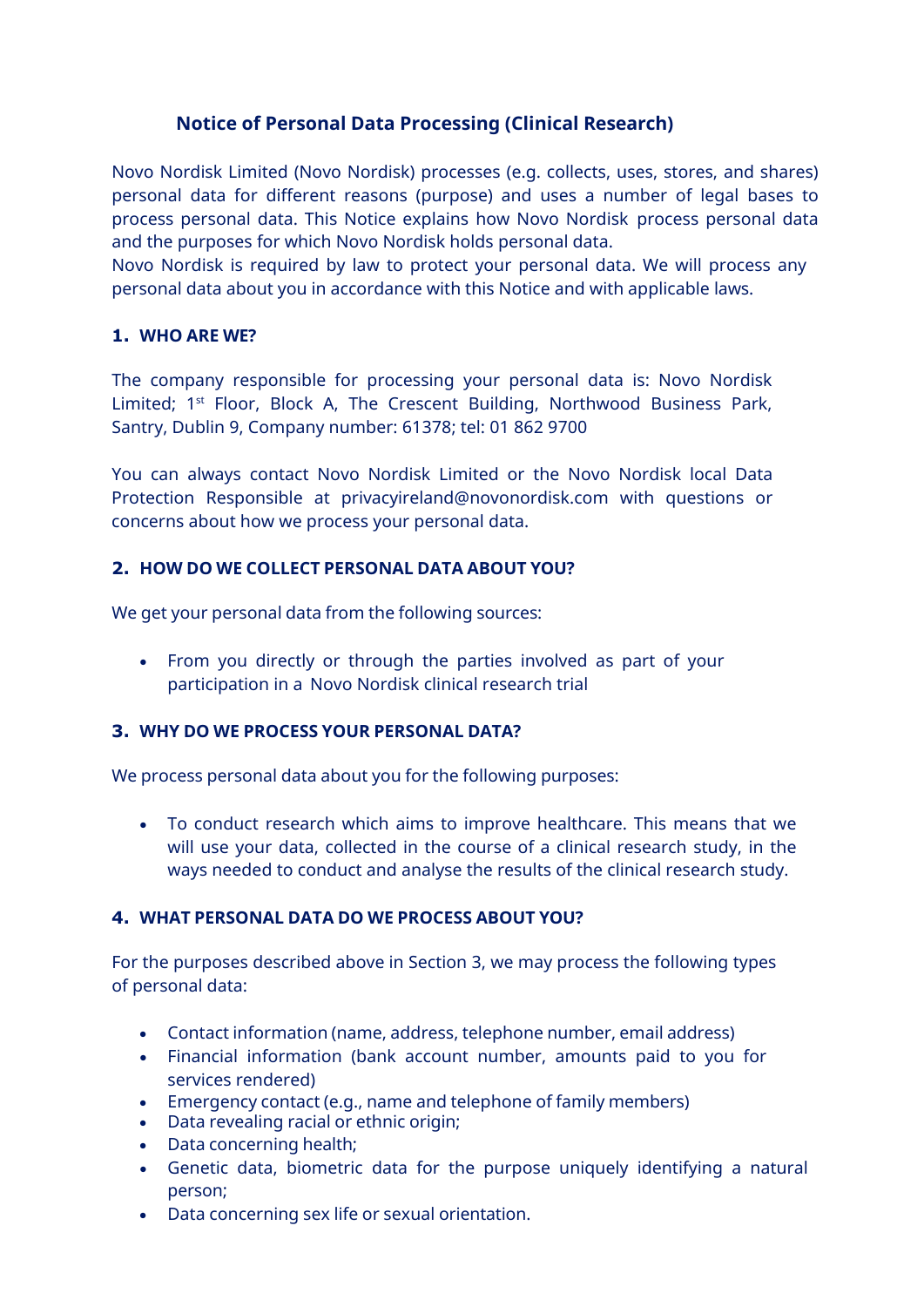# Notice of Personal Data Processing (Clinical Research)

Novo Nordisk Limited (Novo Nordisk) processes (e.g. collects, uses, stores, and shares) personal data for different reasons (purpose) and uses a number of legal bases to process personal data. This Notice explains how Novo Nordisk process personal data and the purposes for which Novo Nordisk holds personal data.

Novo Nordisk is required by law to protect your personal data. We will process any personal data about you in accordance with this Notice and with applicable laws.

## 1. WHO ARE WE?

The company responsible for processing your personal data is: Novo Nordisk Limited; 1st Floor, Block A, The Crescent Building, Northwood Business Park, Santry, Dublin 9, Company number: 61378; tel: 01 862 9700

You can always contact Novo Nordisk Limited or the Novo Nordisk local Data Protection Responsible at privacyireland@novonordisk.com with questions or concerns about how we process your personal data.

## 2. HOW DO WE COLLECT PERSONAL DATA ABOUT YOU?

We get your personal data from the following sources:

- From you directly or through the parties involved as part of your participation in a Novo Nordisk clinical research trial

## 3. WHY DO WE PROCESS YOUR PERSONAL DATA?

We process personal data about you for the following purposes:

- To conduct research which aims to improve healthcare. This means that we will use your data, collected in the course of a clinical research study, in the ways needed to conduct and analyse the results of the clinical research study.

## 4. WHAT PERSONAL DATA DO WE PROCESS ABOUT YOU?

For the purposes described above in Section 3, we may process the following types of personal data:

- Contact information (name, address, telephone number, email address)
- Financial information (bank account number, amounts paid to you for services rendered)
- Emergency contact (e.g., name and telephone of family members)
- Data revealing racial or ethnic origin;
- Data concerning health;
- Genetic data, biometric data for the purpose uniquely identifying a natural person;
- Data concerning sex life or sexual orientation.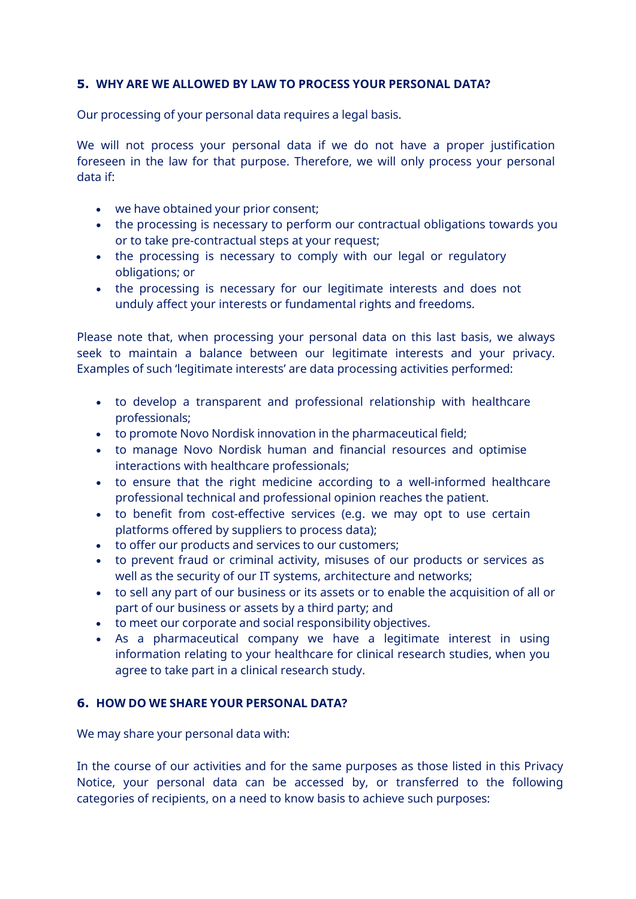## 5. WHY ARE WE ALLOWED BY LAW TO PROCESS YOUR PERSONAL DATA?

Our processing of your personal data requires a legal basis.

We will not process your personal data if we do not have a proper justification foreseen in the law for that purpose. Therefore, we will only process your personal data if:

- we have obtained your prior consent;
- the processing is necessary to perform our contractual obligations towards you or to take pre-contractual steps at your request;
- the processing is necessary to comply with our legal or regulatory obligations; or
- the processing is necessary for our legitimate interests and does not unduly affect your interests or fundamental rights and freedoms.

Please note that, when processing your personal data on this last basis, we always seek to maintain a balance between our legitimate interests and your privacy. Examples of such 'legitimate interests' are data processing activities performed:

- to develop a transparent and professional relationship with healthcare professionals;
- to promote Novo Nordisk innovation in the pharmaceutical field;
- to manage Novo Nordisk human and financial resources and optimise interactions with healthcare professionals;
- to ensure that the right medicine according to a well-informed healthcare professional technical and professional opinion reaches the patient.
- to benefit from cost-effective services (e.g. we may opt to use certain platforms offered by suppliers to process data);
- to offer our products and services to our customers;
- to prevent fraud or criminal activity, misuses of our products or services as well as the security of our IT systems, architecture and networks;
- to sell any part of our business or its assets or to enable the acquisition of all or part of our business or assets by a third party; and
- to meet our corporate and social responsibility objectives.
- As a pharmaceutical company we have a legitimate interest in using information relating to your healthcare for clinical research studies, when you agree to take part in a clinical research study.

## 6. HOW DO WE SHARE YOUR PERSONAL DATA?

We may share your personal data with:

In the course of our activities and for the same purposes as those listed in this Privacy Notice, your personal data can be accessed by, or transferred to the following categories of recipients, on a need to know basis to achieve such purposes: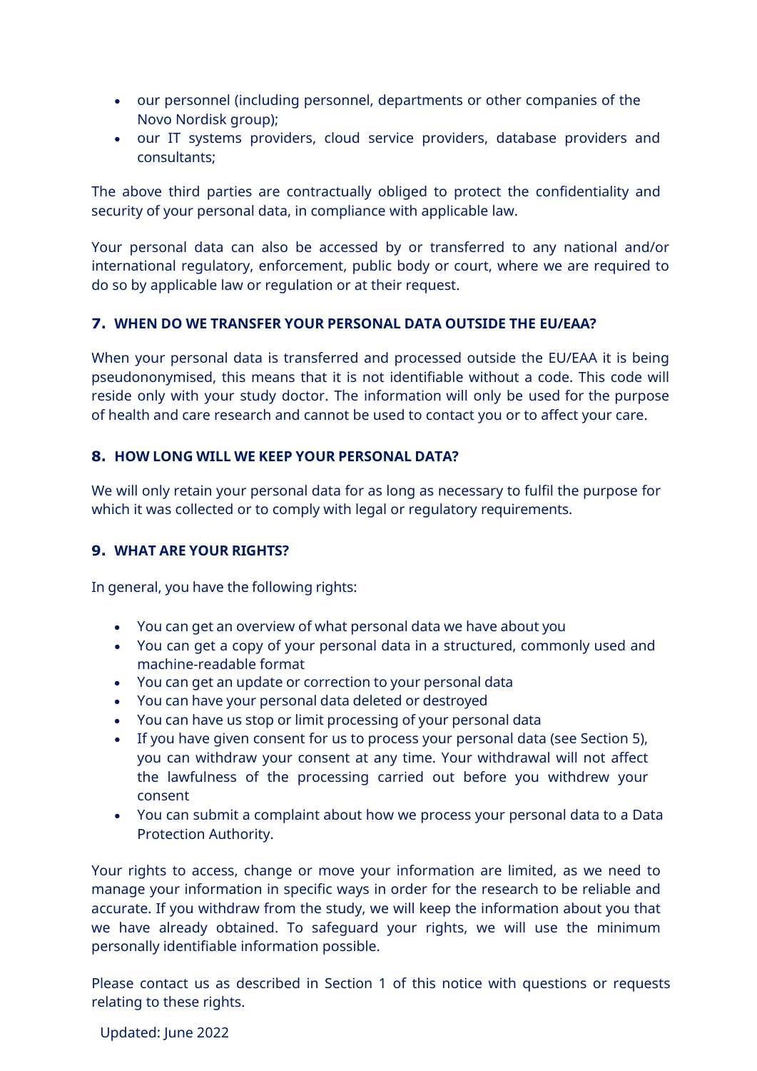- our personnel (including personnel, departments or other companies of the Novo Nordisk group);
- our IT systems providers, cloud service providers, database providers and consultants;

The above third parties are contractually obliged to protect the confidentiality and security of your personal data, in compliance with applicable law.

Your personal data can also be accessed by or transferred to any national and/or international regulatory, enforcement, public body or court, where we are required to do so by applicable law or regulation or at their request.

## 7. WHEN DO WE TRANSFER YOUR PERSONAL DATA OUTSIDE THE EU/EAA?

When your personal data is transferred and processed outside the EU/EAA it is being pseudononymised, this means that it is not identifiable without a code. This code will reside only with your study doctor. The information will only be used for the purpose of health and care research and cannot be used to contact you or to affect your care.

## 8. HOW LONG WILL WE KEEP YOUR PERSONAL DATA?

We will only retain your personal data for as long as necessary to fulfil the purpose for which it was collected or to comply with legal or regulatory requirements.

## 9. WHAT ARE YOUR RIGHTS?

In general, you have the following rights:

- You can get an overview of what personal data we have about you
- You can get a copy of your personal data in a structured, commonly used and machine-readable format
- You can get an update or correction to your personal data
- You can have your personal data deleted or destroyed
- You can have us stop or limit processing of your personal data
- If you have given consent for us to process your personal data (see Section 5), you can withdraw your consent at any time. Your withdrawal will not affect the lawfulness of the processing carried out before you withdrew your consent
- You can submit a complaint about how we process your personal data to a Data Protection Authority.

Your rights to access, change or move your information are limited, as we need to manage your information in specific ways in order for the research to be reliable and accurate. If you withdraw from the study, we will keep the information about you that we have already obtained. To safeguard your rights, we will use the minimum personally identifiable information possible.

Please contact us as described in Section 1 of this notice with questions or requests relating to these rights.

Updated: June 2022